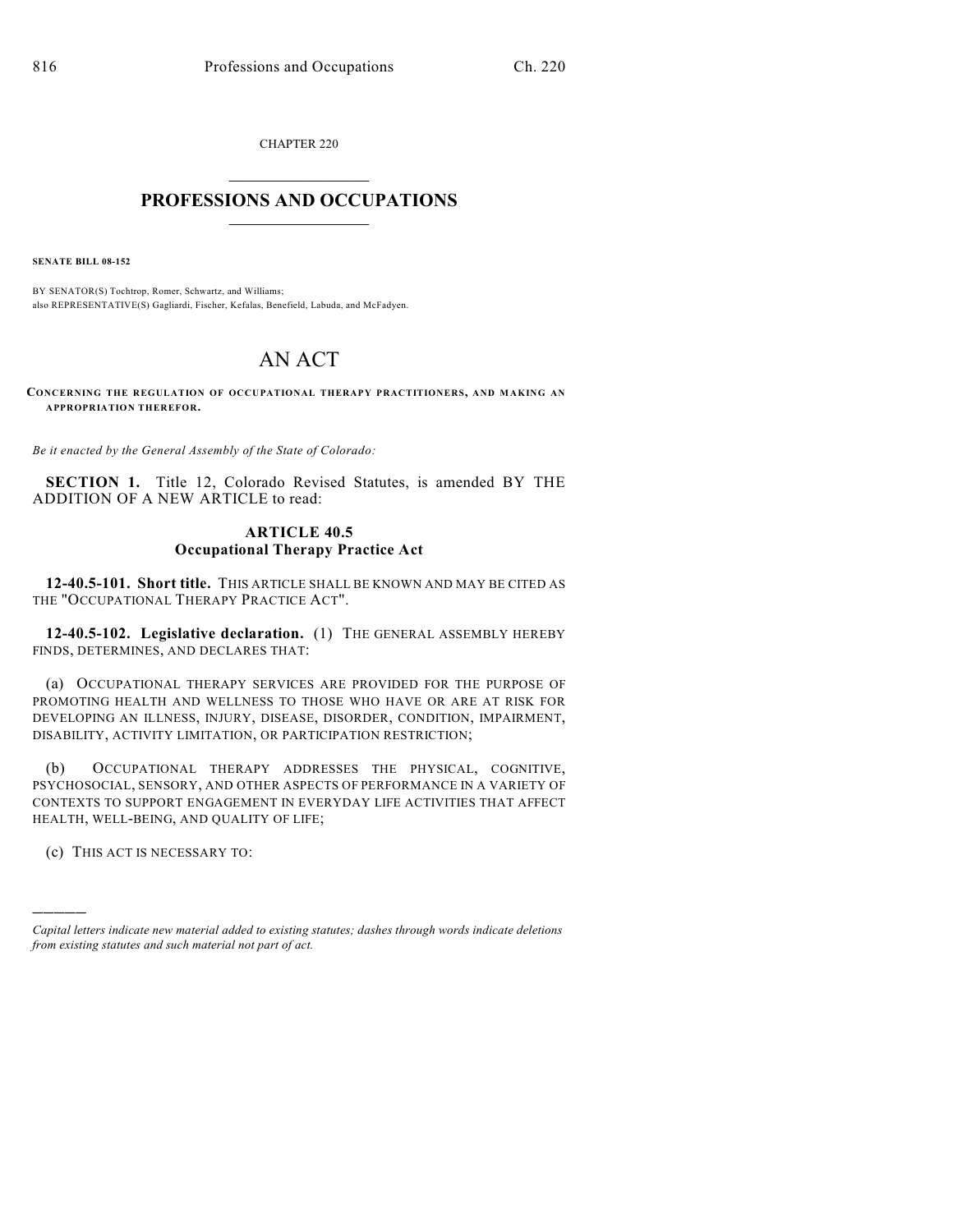CHAPTER 220

# PROFESSIONS AND OCCUPATIONS

**SENATE BILL 08-152**

BY SENATOR(S) Tochtrop, Romer, Schwartz, and Williams;
also REPRESENTATIVE(S) Gagliardi, Fischer, Kefalas, Benefield, Labuda, and McFadyen.

# AN ACT

**CONCERNING THE REGULATION OF OCCUPATIONAL THERAPY PRACTITIONERS, AND MAKING AN APPROPRIATION THEREFOR.**

*Be it enacted by the General Assembly of the State of Colorado:*

**SECTION 1.** Title 12, Colorado Revised Statutes, is amended BY THE ADDITION OF A NEW ARTICLE to read:

## ARTICLE 40.5
## Occupational Therapy Practice Act

**12-40.5-101. Short title.** THIS ARTICLE SHALL BE KNOWN AND MAY BE CITED AS THE "OCCUPATIONAL THERAPY PRACTICE ACT".

**12-40.5-102. Legislative declaration.** (1) THE GENERAL ASSEMBLY HEREBY FINDS, DETERMINES, AND DECLARES THAT:

(a) OCCUPATIONAL THERAPY SERVICES ARE PROVIDED FOR THE PURPOSE OF PROMOTING HEALTH AND WELLNESS TO THOSE WHO HAVE OR ARE AT RISK FOR DEVELOPING AN ILLNESS, INJURY, DISEASE, DISORDER, CONDITION, IMPAIRMENT, DISABILITY, ACTIVITY LIMITATION, OR PARTICIPATION RESTRICTION;

(b) OCCUPATIONAL THERAPY ADDRESSES THE PHYSICAL, COGNITIVE, PSYCHOSOCIAL, SENSORY, AND OTHER ASPECTS OF PERFORMANCE IN A VARIETY OF CONTEXTS TO SUPPORT ENGAGEMENT IN EVERYDAY LIFE ACTIVITIES THAT AFFECT HEALTH, WELL-BEING, AND QUALITY OF LIFE;

(c) THIS ACT IS NECESSARY TO:

---

*Capital letters indicate new material added to existing statutes; dashes through words indicate deletions from existing statutes and such material not part of act.*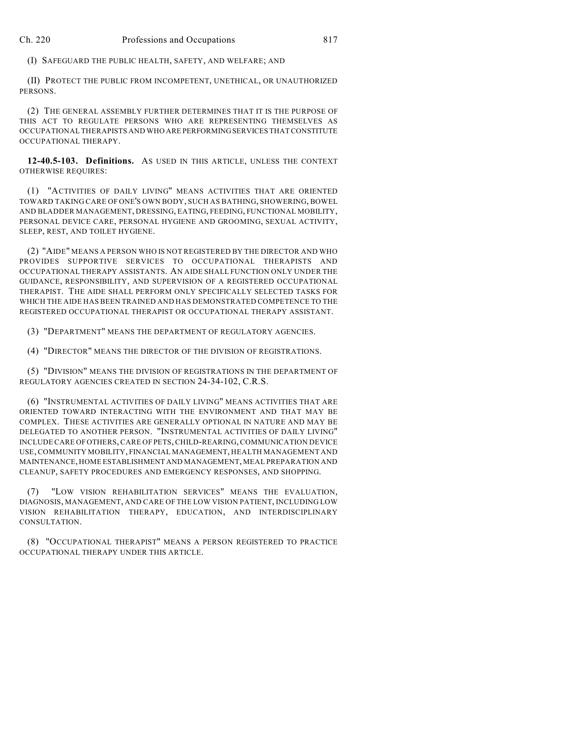(I) SAFEGUARD THE PUBLIC HEALTH, SAFETY, AND WELFARE; AND

(II) PROTECT THE PUBLIC FROM INCOMPETENT, UNETHICAL, OR UNAUTHORIZED PERSONS.

(2) THE GENERAL ASSEMBLY FURTHER DETERMINES THAT IT IS THE PURPOSE OF THIS ACT TO REGULATE PERSONS WHO ARE REPRESENTING THEMSELVES AS OCCUPATIONAL THERAPISTS AND WHO ARE PERFORMING SERVICES THAT CONSTITUTE OCCUPATIONAL THERAPY.

**12-40.5-103. Definitions.** AS USED IN THIS ARTICLE, UNLESS THE CONTEXT OTHERWISE REQUIRES:

(1) "ACTIVITIES OF DAILY LIVING" MEANS ACTIVITIES THAT ARE ORIENTED TOWARD TAKING CARE OF ONE'S OWN BODY, SUCH AS BATHING, SHOWERING, BOWEL AND BLADDER MANAGEMENT, DRESSING, EATING, FEEDING, FUNCTIONAL MOBILITY, PERSONAL DEVICE CARE, PERSONAL HYGIENE AND GROOMING, SEXUAL ACTIVITY, SLEEP, REST, AND TOILET HYGIENE.

(2) "AIDE" MEANS A PERSON WHO IS NOT REGISTERED BY THE DIRECTOR AND WHO PROVIDES SUPPORTIVE SERVICES TO OCCUPATIONAL THERAPISTS AND OCCUPATIONAL THERAPY ASSISTANTS. AN AIDE SHALL FUNCTION ONLY UNDER THE GUIDANCE, RESPONSIBILITY, AND SUPERVISION OF A REGISTERED OCCUPATIONAL THERAPIST. THE AIDE SHALL PERFORM ONLY SPECIFICALLY SELECTED TASKS FOR WHICH THE AIDE HAS BEEN TRAINED AND HAS DEMONSTRATED COMPETENCE TO THE REGISTERED OCCUPATIONAL THERAPIST OR OCCUPATIONAL THERAPY ASSISTANT.

(3) "DEPARTMENT" MEANS THE DEPARTMENT OF REGULATORY AGENCIES.

(4) "DIRECTOR" MEANS THE DIRECTOR OF THE DIVISION OF REGISTRATIONS.

(5) "DIVISION" MEANS THE DIVISION OF REGISTRATIONS IN THE DEPARTMENT OF REGULATORY AGENCIES CREATED IN SECTION 24-34-102, C.R.S.

(6) "INSTRUMENTAL ACTIVITIES OF DAILY LIVING" MEANS ACTIVITIES THAT ARE ORIENTED TOWARD INTERACTING WITH THE ENVIRONMENT AND THAT MAY BE COMPLEX. THESE ACTIVITIES ARE GENERALLY OPTIONAL IN NATURE AND MAY BE DELEGATED TO ANOTHER PERSON. "INSTRUMENTAL ACTIVITIES OF DAILY LIVING" INCLUDE CARE OF OTHERS, CARE OF PETS, CHILD-REARING, COMMUNICATION DEVICE USE, COMMUNITY MOBILITY, FINANCIAL MANAGEMENT, HEALTH MANAGEMENT AND MAINTENANCE, HOME ESTABLISHMENT AND MANAGEMENT, MEAL PREPARATION AND CLEANUP, SAFETY PROCEDURES AND EMERGENCY RESPONSES, AND SHOPPING.

(7) "LOW VISION REHABILITATION SERVICES" MEANS THE EVALUATION, DIAGNOSIS, MANAGEMENT, AND CARE OF THE LOW VISION PATIENT, INCLUDING LOW VISION REHABILITATION THERAPY, EDUCATION, AND INTERDISCIPLINARY CONSULTATION.

(8) "OCCUPATIONAL THERAPIST" MEANS A PERSON REGISTERED TO PRACTICE OCCUPATIONAL THERAPY UNDER THIS ARTICLE.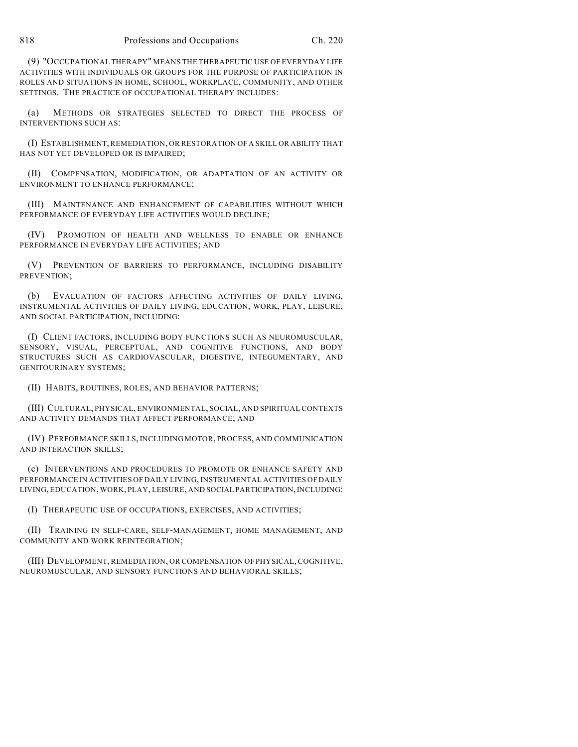(9) "OCCUPATIONAL THERAPY" MEANS THE THERAPEUTIC USE OF EVERYDAY LIFE ACTIVITIES WITH INDIVIDUALS OR GROUPS FOR THE PURPOSE OF PARTICIPATION IN ROLES AND SITUATIONS IN HOME, SCHOOL, WORKPLACE, COMMUNITY, AND OTHER SETTINGS. THE PRACTICE OF OCCUPATIONAL THERAPY INCLUDES:

(a) METHODS OR STRATEGIES SELECTED TO DIRECT THE PROCESS OF INTERVENTIONS SUCH AS:

(I) ESTABLISHMENT, REMEDIATION, OR RESTORATION OF A SKILL OR ABILITY THAT HAS NOT YET DEVELOPED OR IS IMPAIRED;

(II) COMPENSATION, MODIFICATION, OR ADAPTATION OF AN ACTIVITY OR ENVIRONMENT TO ENHANCE PERFORMANCE;

(III) MAINTENANCE AND ENHANCEMENT OF CAPABILITIES WITHOUT WHICH PERFORMANCE OF EVERYDAY LIFE ACTIVITIES WOULD DECLINE;

(IV) PROMOTION OF HEALTH AND WELLNESS TO ENABLE OR ENHANCE PERFORMANCE IN EVERYDAY LIFE ACTIVITIES; AND

(V) PREVENTION OF BARRIERS TO PERFORMANCE, INCLUDING DISABILITY PREVENTION;

(b) EVALUATION OF FACTORS AFFECTING ACTIVITIES OF DAILY LIVING, INSTRUMENTAL ACTIVITIES OF DAILY LIVING, EDUCATION, WORK, PLAY, LEISURE, AND SOCIAL PARTICIPATION, INCLUDING:

(I) CLIENT FACTORS, INCLUDING BODY FUNCTIONS SUCH AS NEUROMUSCULAR, SENSORY, VISUAL, PERCEPTUAL, AND COGNITIVE FUNCTIONS, AND BODY STRUCTURES SUCH AS CARDIOVASCULAR, DIGESTIVE, INTEGUMENTARY, AND GENITOURINARY SYSTEMS;

(II) HABITS, ROUTINES, ROLES, AND BEHAVIOR PATTERNS;

(III) CULTURAL, PHYSICAL, ENVIRONMENTAL, SOCIAL, AND SPIRITUAL CONTEXTS AND ACTIVITY DEMANDS THAT AFFECT PERFORMANCE; AND

(IV) PERFORMANCE SKILLS, INCLUDING MOTOR, PROCESS, AND COMMUNICATION AND INTERACTION SKILLS;

(c) INTERVENTIONS AND PROCEDURES TO PROMOTE OR ENHANCE SAFETY AND PERFORMANCE IN ACTIVITIES OF DAILY LIVING, INSTRUMENTAL ACTIVITIES OF DAILY LIVING, EDUCATION, WORK, PLAY, LEISURE, AND SOCIAL PARTICIPATION, INCLUDING:

(I) THERAPEUTIC USE OF OCCUPATIONS, EXERCISES, AND ACTIVITIES;

(II) TRAINING IN SELF-CARE, SELF-MANAGEMENT, HOME MANAGEMENT, AND COMMUNITY AND WORK REINTEGRATION;

(III) DEVELOPMENT, REMEDIATION, OR COMPENSATION OF PHYSICAL, COGNITIVE, NEUROMUSCULAR, AND SENSORY FUNCTIONS AND BEHAVIORAL SKILLS;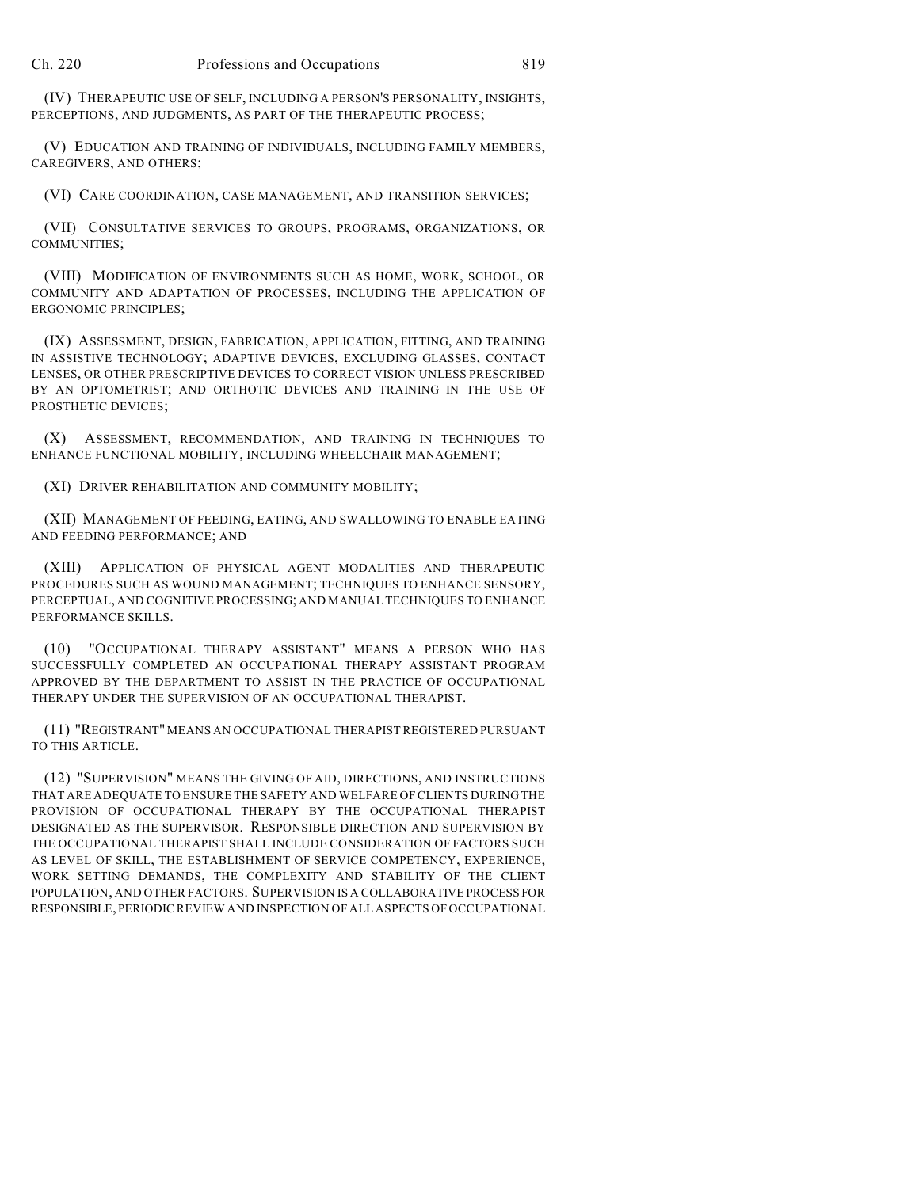(IV) THERAPEUTIC USE OF SELF, INCLUDING A PERSON'S PERSONALITY, INSIGHTS, PERCEPTIONS, AND JUDGMENTS, AS PART OF THE THERAPEUTIC PROCESS;

(V) EDUCATION AND TRAINING OF INDIVIDUALS, INCLUDING FAMILY MEMBERS, CAREGIVERS, AND OTHERS;

(VI) CARE COORDINATION, CASE MANAGEMENT, AND TRANSITION SERVICES;

(VII) CONSULTATIVE SERVICES TO GROUPS, PROGRAMS, ORGANIZATIONS, OR COMMUNITIES;

(VIII) MODIFICATION OF ENVIRONMENTS SUCH AS HOME, WORK, SCHOOL, OR COMMUNITY AND ADAPTATION OF PROCESSES, INCLUDING THE APPLICATION OF ERGONOMIC PRINCIPLES;

(IX) ASSESSMENT, DESIGN, FABRICATION, APPLICATION, FITTING, AND TRAINING IN ASSISTIVE TECHNOLOGY; ADAPTIVE DEVICES, EXCLUDING GLASSES, CONTACT LENSES, OR OTHER PRESCRIPTIVE DEVICES TO CORRECT VISION UNLESS PRESCRIBED BY AN OPTOMETRIST; AND ORTHOTIC DEVICES AND TRAINING IN THE USE OF PROSTHETIC DEVICES;

(X) ASSESSMENT, RECOMMENDATION, AND TRAINING IN TECHNIQUES TO ENHANCE FUNCTIONAL MOBILITY, INCLUDING WHEELCHAIR MANAGEMENT;

(XI) DRIVER REHABILITATION AND COMMUNITY MOBILITY;

(XII) MANAGEMENT OF FEEDING, EATING, AND SWALLOWING TO ENABLE EATING AND FEEDING PERFORMANCE; AND

(XIII) APPLICATION OF PHYSICAL AGENT MODALITIES AND THERAPEUTIC PROCEDURES SUCH AS WOUND MANAGEMENT; TECHNIQUES TO ENHANCE SENSORY, PERCEPTUAL, AND COGNITIVE PROCESSING; AND MANUAL TECHNIQUES TO ENHANCE PERFORMANCE SKILLS.

(10) "OCCUPATIONAL THERAPY ASSISTANT" MEANS A PERSON WHO HAS SUCCESSFULLY COMPLETED AN OCCUPATIONAL THERAPY ASSISTANT PROGRAM APPROVED BY THE DEPARTMENT TO ASSIST IN THE PRACTICE OF OCCUPATIONAL THERAPY UNDER THE SUPERVISION OF AN OCCUPATIONAL THERAPIST.

(11) "REGISTRANT" MEANS AN OCCUPATIONAL THERAPIST REGISTERED PURSUANT TO THIS ARTICLE.

(12) "SUPERVISION" MEANS THE GIVING OF AID, DIRECTIONS, AND INSTRUCTIONS THAT ARE ADEQUATE TO ENSURE THE SAFETY AND WELFARE OF CLIENTS DURING THE PROVISION OF OCCUPATIONAL THERAPY BY THE OCCUPATIONAL THERAPIST DESIGNATED AS THE SUPERVISOR. RESPONSIBLE DIRECTION AND SUPERVISION BY THE OCCUPATIONAL THERAPIST SHALL INCLUDE CONSIDERATION OF FACTORS SUCH AS LEVEL OF SKILL, THE ESTABLISHMENT OF SERVICE COMPETENCY, EXPERIENCE, WORK SETTING DEMANDS, THE COMPLEXITY AND STABILITY OF THE CLIENT POPULATION, AND OTHER FACTORS. SUPERVISION IS A COLLABORATIVE PROCESS FOR RESPONSIBLE, PERIODIC REVIEW AND INSPECTION OF ALL ASPECTS OF OCCUPATIONAL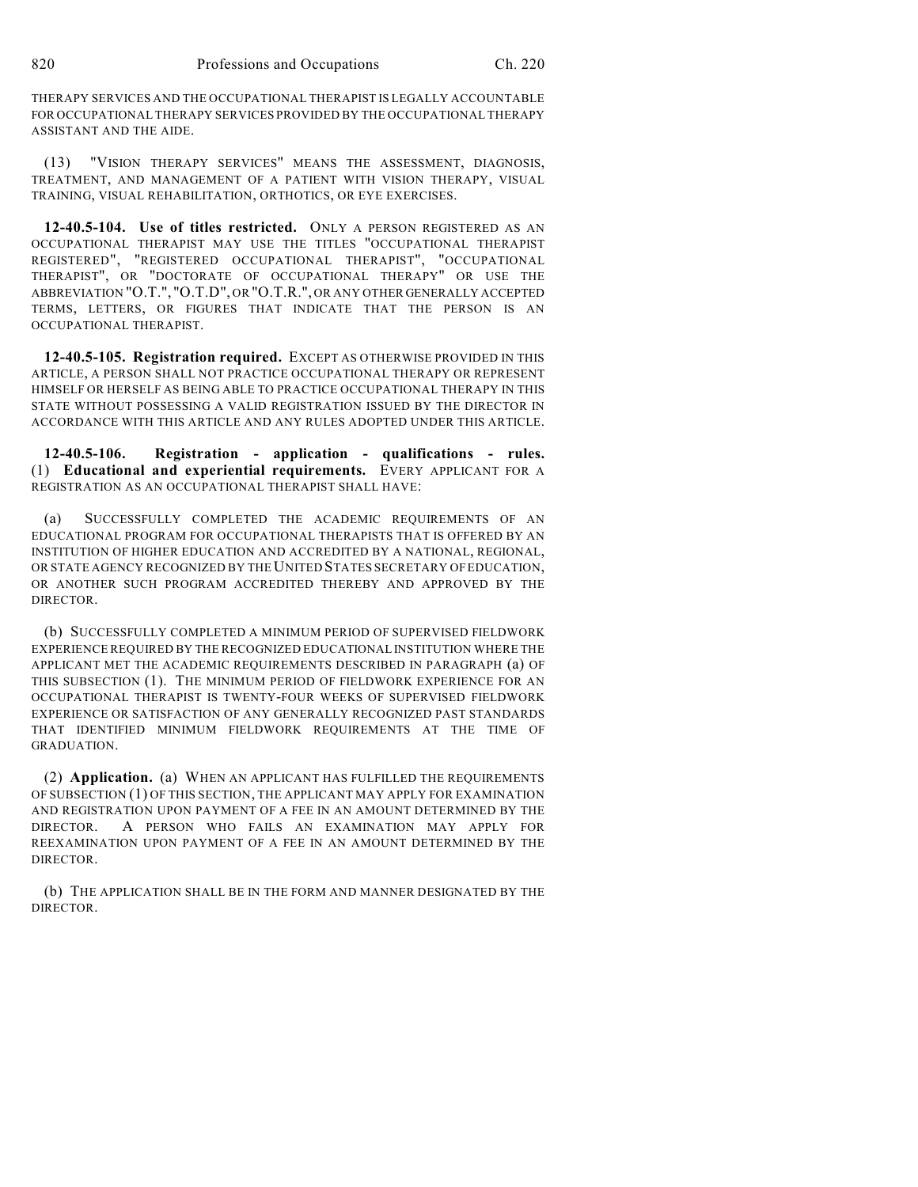THERAPY SERVICES AND THE OCCUPATIONAL THERAPIST IS LEGALLY ACCOUNTABLE FOR OCCUPATIONAL THERAPY SERVICES PROVIDED BY THE OCCUPATIONAL THERAPY ASSISTANT AND THE AIDE.

(13) "VISION THERAPY SERVICES" MEANS THE ASSESSMENT, DIAGNOSIS, TREATMENT, AND MANAGEMENT OF A PATIENT WITH VISION THERAPY, VISUAL TRAINING, VISUAL REHABILITATION, ORTHOTICS, OR EYE EXERCISES.

**12-40.5-104. Use of titles restricted.** ONLY A PERSON REGISTERED AS AN OCCUPATIONAL THERAPIST MAY USE THE TITLES "OCCUPATIONAL THERAPIST REGISTERED", "REGISTERED OCCUPATIONAL THERAPIST", "OCCUPATIONAL THERAPIST", OR "DOCTORATE OF OCCUPATIONAL THERAPY" OR USE THE ABBREVIATION "O.T.", "O.T.D", OR "O.T.R.", OR ANY OTHER GENERALLY ACCEPTED TERMS, LETTERS, OR FIGURES THAT INDICATE THAT THE PERSON IS AN OCCUPATIONAL THERAPIST.

**12-40.5-105. Registration required.** EXCEPT AS OTHERWISE PROVIDED IN THIS ARTICLE, A PERSON SHALL NOT PRACTICE OCCUPATIONAL THERAPY OR REPRESENT HIMSELF OR HERSELF AS BEING ABLE TO PRACTICE OCCUPATIONAL THERAPY IN THIS STATE WITHOUT POSSESSING A VALID REGISTRATION ISSUED BY THE DIRECTOR IN ACCORDANCE WITH THIS ARTICLE AND ANY RULES ADOPTED UNDER THIS ARTICLE.

**12-40.5-106. Registration - application - qualifications - rules.** (1) **Educational and experiential requirements.** EVERY APPLICANT FOR A REGISTRATION AS AN OCCUPATIONAL THERAPIST SHALL HAVE:

(a) SUCCESSFULLY COMPLETED THE ACADEMIC REQUIREMENTS OF AN EDUCATIONAL PROGRAM FOR OCCUPATIONAL THERAPISTS THAT IS OFFERED BY AN INSTITUTION OF HIGHER EDUCATION AND ACCREDITED BY A NATIONAL, REGIONAL, OR STATE AGENCY RECOGNIZED BY THE UNITED STATES SECRETARY OF EDUCATION, OR ANOTHER SUCH PROGRAM ACCREDITED THEREBY AND APPROVED BY THE DIRECTOR.

(b) SUCCESSFULLY COMPLETED A MINIMUM PERIOD OF SUPERVISED FIELDWORK EXPERIENCE REQUIRED BY THE RECOGNIZED EDUCATIONAL INSTITUTION WHERE THE APPLICANT MET THE ACADEMIC REQUIREMENTS DESCRIBED IN PARAGRAPH (a) OF THIS SUBSECTION (1). THE MINIMUM PERIOD OF FIELDWORK EXPERIENCE FOR AN OCCUPATIONAL THERAPIST IS TWENTY-FOUR WEEKS OF SUPERVISED FIELDWORK EXPERIENCE OR SATISFACTION OF ANY GENERALLY RECOGNIZED PAST STANDARDS THAT IDENTIFIED MINIMUM FIELDWORK REQUIREMENTS AT THE TIME OF GRADUATION.

(2) **Application.** (a) WHEN AN APPLICANT HAS FULFILLED THE REQUIREMENTS OF SUBSECTION (1) OF THIS SECTION, THE APPLICANT MAY APPLY FOR EXAMINATION AND REGISTRATION UPON PAYMENT OF A FEE IN AN AMOUNT DETERMINED BY THE DIRECTOR. A PERSON WHO FAILS AN EXAMINATION MAY APPLY FOR REEXAMINATION UPON PAYMENT OF A FEE IN AN AMOUNT DETERMINED BY THE DIRECTOR.

(b) THE APPLICATION SHALL BE IN THE FORM AND MANNER DESIGNATED BY THE DIRECTOR.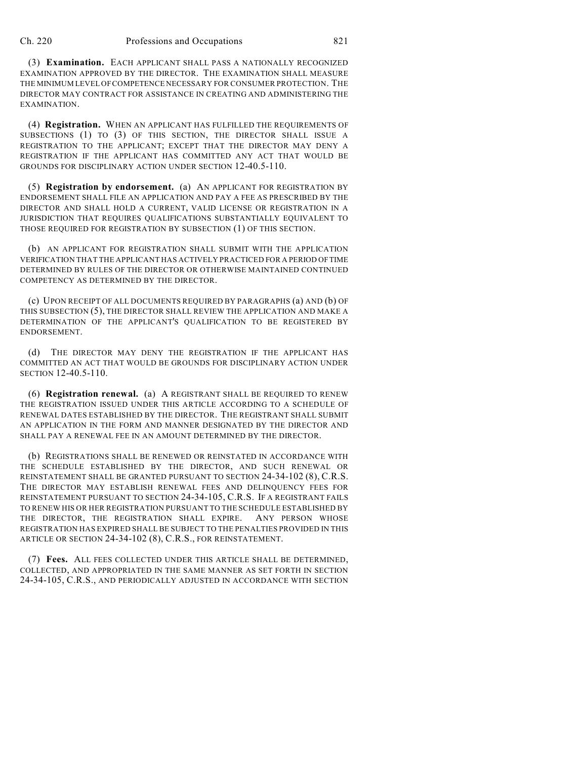(3) **Examination.** EACH APPLICANT SHALL PASS A NATIONALLY RECOGNIZED EXAMINATION APPROVED BY THE DIRECTOR. THE EXAMINATION SHALL MEASURE THE MINIMUM LEVEL OF COMPETENCE NECESSARY FOR CONSUMER PROTECTION. THE DIRECTOR MAY CONTRACT FOR ASSISTANCE IN CREATING AND ADMINISTERING THE EXAMINATION.

(4) **Registration.** WHEN AN APPLICANT HAS FULFILLED THE REQUIREMENTS OF SUBSECTIONS (1) TO (3) OF THIS SECTION, THE DIRECTOR SHALL ISSUE A REGISTRATION TO THE APPLICANT; EXCEPT THAT THE DIRECTOR MAY DENY A REGISTRATION IF THE APPLICANT HAS COMMITTED ANY ACT THAT WOULD BE GROUNDS FOR DISCIPLINARY ACTION UNDER SECTION 12-40.5-110.

(5) **Registration by endorsement.** (a) AN APPLICANT FOR REGISTRATION BY ENDORSEMENT SHALL FILE AN APPLICATION AND PAY A FEE AS PRESCRIBED BY THE DIRECTOR AND SHALL HOLD A CURRENT, VALID LICENSE OR REGISTRATION IN A JURISDICTION THAT REQUIRES QUALIFICATIONS SUBSTANTIALLY EQUIVALENT TO THOSE REQUIRED FOR REGISTRATION BY SUBSECTION (1) OF THIS SECTION.

(b) AN APPLICANT FOR REGISTRATION SHALL SUBMIT WITH THE APPLICATION VERIFICATION THAT THE APPLICANT HAS ACTIVELY PRACTICED FOR A PERIOD OF TIME DETERMINED BY RULES OF THE DIRECTOR OR OTHERWISE MAINTAINED CONTINUED COMPETENCY AS DETERMINED BY THE DIRECTOR.

(c) UPON RECEIPT OF ALL DOCUMENTS REQUIRED BY PARAGRAPHS (a) AND (b) OF THIS SUBSECTION (5), THE DIRECTOR SHALL REVIEW THE APPLICATION AND MAKE A DETERMINATION OF THE APPLICANT'S QUALIFICATION TO BE REGISTERED BY ENDORSEMENT.

(d) THE DIRECTOR MAY DENY THE REGISTRATION IF THE APPLICANT HAS COMMITTED AN ACT THAT WOULD BE GROUNDS FOR DISCIPLINARY ACTION UNDER SECTION 12-40.5-110.

(6) **Registration renewal.** (a) A REGISTRANT SHALL BE REQUIRED TO RENEW THE REGISTRATION ISSUED UNDER THIS ARTICLE ACCORDING TO A SCHEDULE OF RENEWAL DATES ESTABLISHED BY THE DIRECTOR. THE REGISTRANT SHALL SUBMIT AN APPLICATION IN THE FORM AND MANNER DESIGNATED BY THE DIRECTOR AND SHALL PAY A RENEWAL FEE IN AN AMOUNT DETERMINED BY THE DIRECTOR.

(b) REGISTRATIONS SHALL BE RENEWED OR REINSTATED IN ACCORDANCE WITH THE SCHEDULE ESTABLISHED BY THE DIRECTOR, AND SUCH RENEWAL OR REINSTATEMENT SHALL BE GRANTED PURSUANT TO SECTION 24-34-102 (8), C.R.S. THE DIRECTOR MAY ESTABLISH RENEWAL FEES AND DELINQUENCY FEES FOR REINSTATEMENT PURSUANT TO SECTION 24-34-105, C.R.S. IF A REGISTRANT FAILS TO RENEW HIS OR HER REGISTRATION PURSUANT TO THE SCHEDULE ESTABLISHED BY THE DIRECTOR, THE REGISTRATION SHALL EXPIRE. ANY PERSON WHOSE REGISTRATION HAS EXPIRED SHALL BE SUBJECT TO THE PENALTIES PROVIDED IN THIS ARTICLE OR SECTION 24-34-102 (8), C.R.S., FOR REINSTATEMENT.

(7) **Fees.** ALL FEES COLLECTED UNDER THIS ARTICLE SHALL BE DETERMINED, COLLECTED, AND APPROPRIATED IN THE SAME MANNER AS SET FORTH IN SECTION 24-34-105, C.R.S., AND PERIODICALLY ADJUSTED IN ACCORDANCE WITH SECTION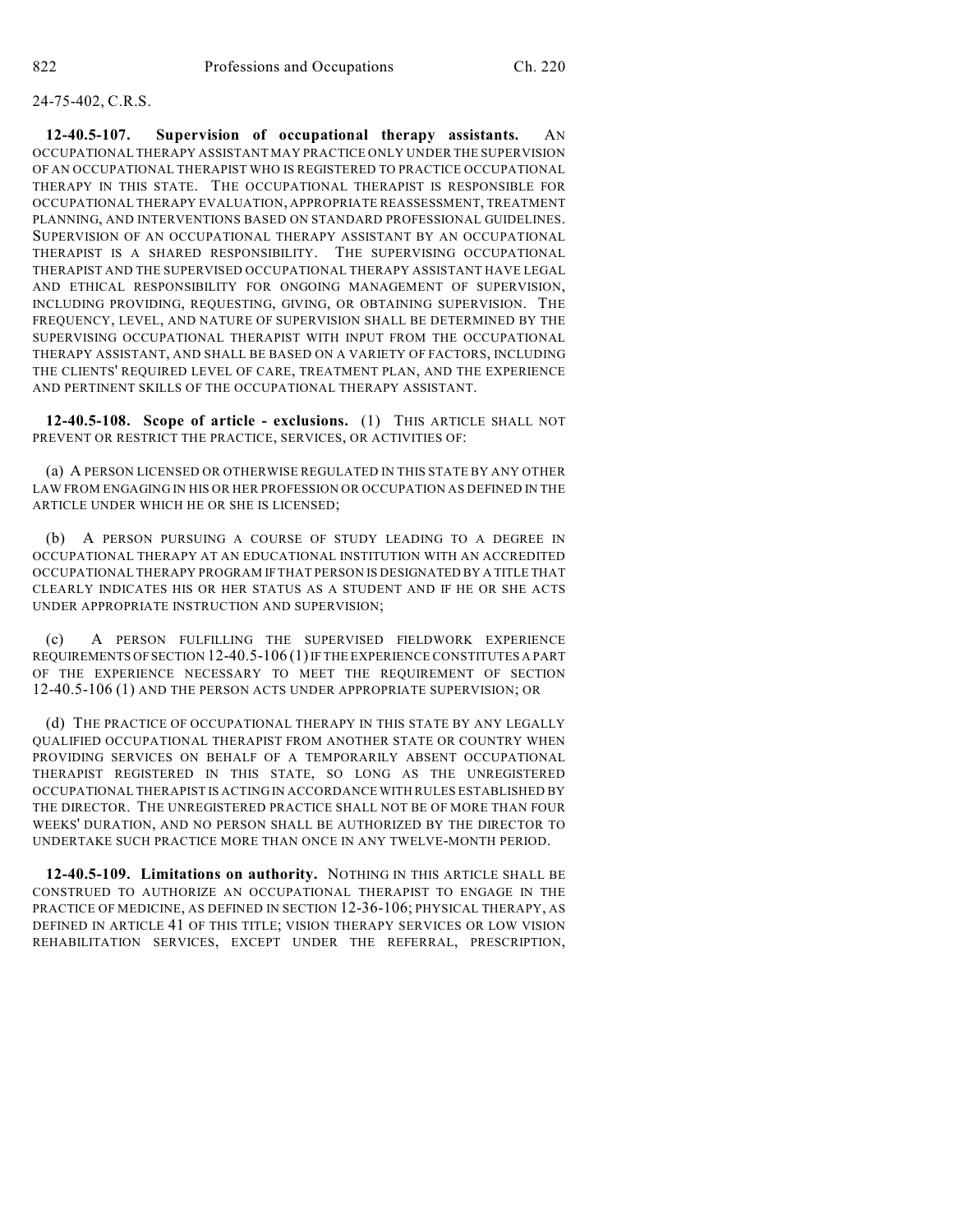24-75-402, C.R.S.

**12-40.5-107. Supervision of occupational therapy assistants.** AN OCCUPATIONAL THERAPY ASSISTANT MAY PRACTICE ONLY UNDER THE SUPERVISION OF AN OCCUPATIONAL THERAPIST WHO IS REGISTERED TO PRACTICE OCCUPATIONAL THERAPY IN THIS STATE. THE OCCUPATIONAL THERAPIST IS RESPONSIBLE FOR OCCUPATIONAL THERAPY EVALUATION, APPROPRIATE REASSESSMENT, TREATMENT PLANNING, AND INTERVENTIONS BASED ON STANDARD PROFESSIONAL GUIDELINES. SUPERVISION OF AN OCCUPATIONAL THERAPY ASSISTANT BY AN OCCUPATIONAL THERAPIST IS A SHARED RESPONSIBILITY. THE SUPERVISING OCCUPATIONAL THERAPIST AND THE SUPERVISED OCCUPATIONAL THERAPY ASSISTANT HAVE LEGAL AND ETHICAL RESPONSIBILITY FOR ONGOING MANAGEMENT OF SUPERVISION, INCLUDING PROVIDING, REQUESTING, GIVING, OR OBTAINING SUPERVISION. THE FREQUENCY, LEVEL, AND NATURE OF SUPERVISION SHALL BE DETERMINED BY THE SUPERVISING OCCUPATIONAL THERAPIST WITH INPUT FROM THE OCCUPATIONAL THERAPY ASSISTANT, AND SHALL BE BASED ON A VARIETY OF FACTORS, INCLUDING THE CLIENTS' REQUIRED LEVEL OF CARE, TREATMENT PLAN, AND THE EXPERIENCE AND PERTINENT SKILLS OF THE OCCUPATIONAL THERAPY ASSISTANT.

**12-40.5-108. Scope of article - exclusions.** (1) THIS ARTICLE SHALL NOT PREVENT OR RESTRICT THE PRACTICE, SERVICES, OR ACTIVITIES OF:

(a) A PERSON LICENSED OR OTHERWISE REGULATED IN THIS STATE BY ANY OTHER LAW FROM ENGAGING IN HIS OR HER PROFESSION OR OCCUPATION AS DEFINED IN THE ARTICLE UNDER WHICH HE OR SHE IS LICENSED;

(b) A PERSON PURSUING A COURSE OF STUDY LEADING TO A DEGREE IN OCCUPATIONAL THERAPY AT AN EDUCATIONAL INSTITUTION WITH AN ACCREDITED OCCUPATIONAL THERAPY PROGRAM IF THAT PERSON IS DESIGNATED BY A TITLE THAT CLEARLY INDICATES HIS OR HER STATUS AS A STUDENT AND IF HE OR SHE ACTS UNDER APPROPRIATE INSTRUCTION AND SUPERVISION;

(c) A PERSON FULFILLING THE SUPERVISED FIELDWORK EXPERIENCE REQUIREMENTS OF SECTION 12-40.5-106 (1) IF THE EXPERIENCE CONSTITUTES A PART OF THE EXPERIENCE NECESSARY TO MEET THE REQUIREMENT OF SECTION 12-40.5-106 (1) AND THE PERSON ACTS UNDER APPROPRIATE SUPERVISION; OR

(d) THE PRACTICE OF OCCUPATIONAL THERAPY IN THIS STATE BY ANY LEGALLY QUALIFIED OCCUPATIONAL THERAPIST FROM ANOTHER STATE OR COUNTRY WHEN PROVIDING SERVICES ON BEHALF OF A TEMPORARILY ABSENT OCCUPATIONAL THERAPIST REGISTERED IN THIS STATE, SO LONG AS THE UNREGISTERED OCCUPATIONAL THERAPIST IS ACTING IN ACCORDANCE WITH RULES ESTABLISHED BY THE DIRECTOR. THE UNREGISTERED PRACTICE SHALL NOT BE OF MORE THAN FOUR WEEKS' DURATION, AND NO PERSON SHALL BE AUTHORIZED BY THE DIRECTOR TO UNDERTAKE SUCH PRACTICE MORE THAN ONCE IN ANY TWELVE-MONTH PERIOD.

**12-40.5-109. Limitations on authority.** NOTHING IN THIS ARTICLE SHALL BE CONSTRUED TO AUTHORIZE AN OCCUPATIONAL THERAPIST TO ENGAGE IN THE PRACTICE OF MEDICINE, AS DEFINED IN SECTION 12-36-106; PHYSICAL THERAPY, AS DEFINED IN ARTICLE 41 OF THIS TITLE; VISION THERAPY SERVICES OR LOW VISION REHABILITATION SERVICES, EXCEPT UNDER THE REFERRAL, PRESCRIPTION,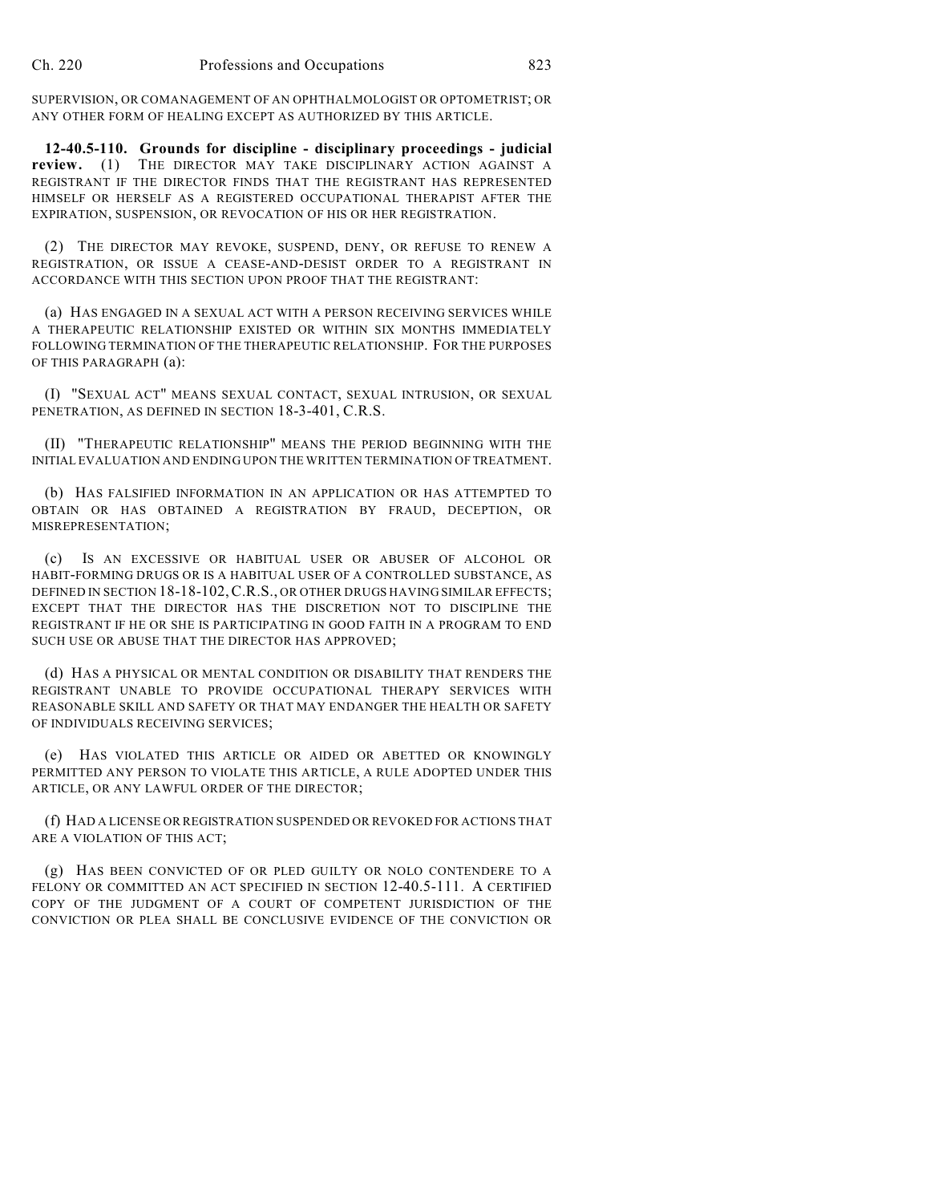SUPERVISION, OR COMANAGEMENT OF AN OPHTHALMOLOGIST OR OPTOMETRIST; OR ANY OTHER FORM OF HEALING EXCEPT AS AUTHORIZED BY THIS ARTICLE.

**12-40.5-110. Grounds for discipline - disciplinary proceedings - judicial review.** (1) THE DIRECTOR MAY TAKE DISCIPLINARY ACTION AGAINST A REGISTRANT IF THE DIRECTOR FINDS THAT THE REGISTRANT HAS REPRESENTED HIMSELF OR HERSELF AS A REGISTERED OCCUPATIONAL THERAPIST AFTER THE EXPIRATION, SUSPENSION, OR REVOCATION OF HIS OR HER REGISTRATION.

(2) THE DIRECTOR MAY REVOKE, SUSPEND, DENY, OR REFUSE TO RENEW A REGISTRATION, OR ISSUE A CEASE-AND-DESIST ORDER TO A REGISTRANT IN ACCORDANCE WITH THIS SECTION UPON PROOF THAT THE REGISTRANT:

(a) HAS ENGAGED IN A SEXUAL ACT WITH A PERSON RECEIVING SERVICES WHILE A THERAPEUTIC RELATIONSHIP EXISTED OR WITHIN SIX MONTHS IMMEDIATELY FOLLOWING TERMINATION OF THE THERAPEUTIC RELATIONSHIP. FOR THE PURPOSES OF THIS PARAGRAPH (a):

(I) "SEXUAL ACT" MEANS SEXUAL CONTACT, SEXUAL INTRUSION, OR SEXUAL PENETRATION, AS DEFINED IN SECTION 18-3-401, C.R.S.

(II) "THERAPEUTIC RELATIONSHIP" MEANS THE PERIOD BEGINNING WITH THE INITIAL EVALUATION AND ENDING UPON THE WRITTEN TERMINATION OF TREATMENT.

(b) HAS FALSIFIED INFORMATION IN AN APPLICATION OR HAS ATTEMPTED TO OBTAIN OR HAS OBTAINED A REGISTRATION BY FRAUD, DECEPTION, OR MISREPRESENTATION;

(c) IS AN EXCESSIVE OR HABITUAL USER OR ABUSER OF ALCOHOL OR HABIT-FORMING DRUGS OR IS A HABITUAL USER OF A CONTROLLED SUBSTANCE, AS DEFINED IN SECTION 18-18-102, C.R.S., OR OTHER DRUGS HAVING SIMILAR EFFECTS; EXCEPT THAT THE DIRECTOR HAS THE DISCRETION NOT TO DISCIPLINE THE REGISTRANT IF HE OR SHE IS PARTICIPATING IN GOOD FAITH IN A PROGRAM TO END SUCH USE OR ABUSE THAT THE DIRECTOR HAS APPROVED;

(d) HAS A PHYSICAL OR MENTAL CONDITION OR DISABILITY THAT RENDERS THE REGISTRANT UNABLE TO PROVIDE OCCUPATIONAL THERAPY SERVICES WITH REASONABLE SKILL AND SAFETY OR THAT MAY ENDANGER THE HEALTH OR SAFETY OF INDIVIDUALS RECEIVING SERVICES;

(e) HAS VIOLATED THIS ARTICLE OR AIDED OR ABETTED OR KNOWINGLY PERMITTED ANY PERSON TO VIOLATE THIS ARTICLE, A RULE ADOPTED UNDER THIS ARTICLE, OR ANY LAWFUL ORDER OF THE DIRECTOR;

(f) HAD A LICENSE OR REGISTRATION SUSPENDED OR REVOKED FOR ACTIONS THAT ARE A VIOLATION OF THIS ACT;

(g) HAS BEEN CONVICTED OF OR PLED GUILTY OR NOLO CONTENDERE TO A FELONY OR COMMITTED AN ACT SPECIFIED IN SECTION 12-40.5-111. A CERTIFIED COPY OF THE JUDGMENT OF A COURT OF COMPETENT JURISDICTION OF THE CONVICTION OR PLEA SHALL BE CONCLUSIVE EVIDENCE OF THE CONVICTION OR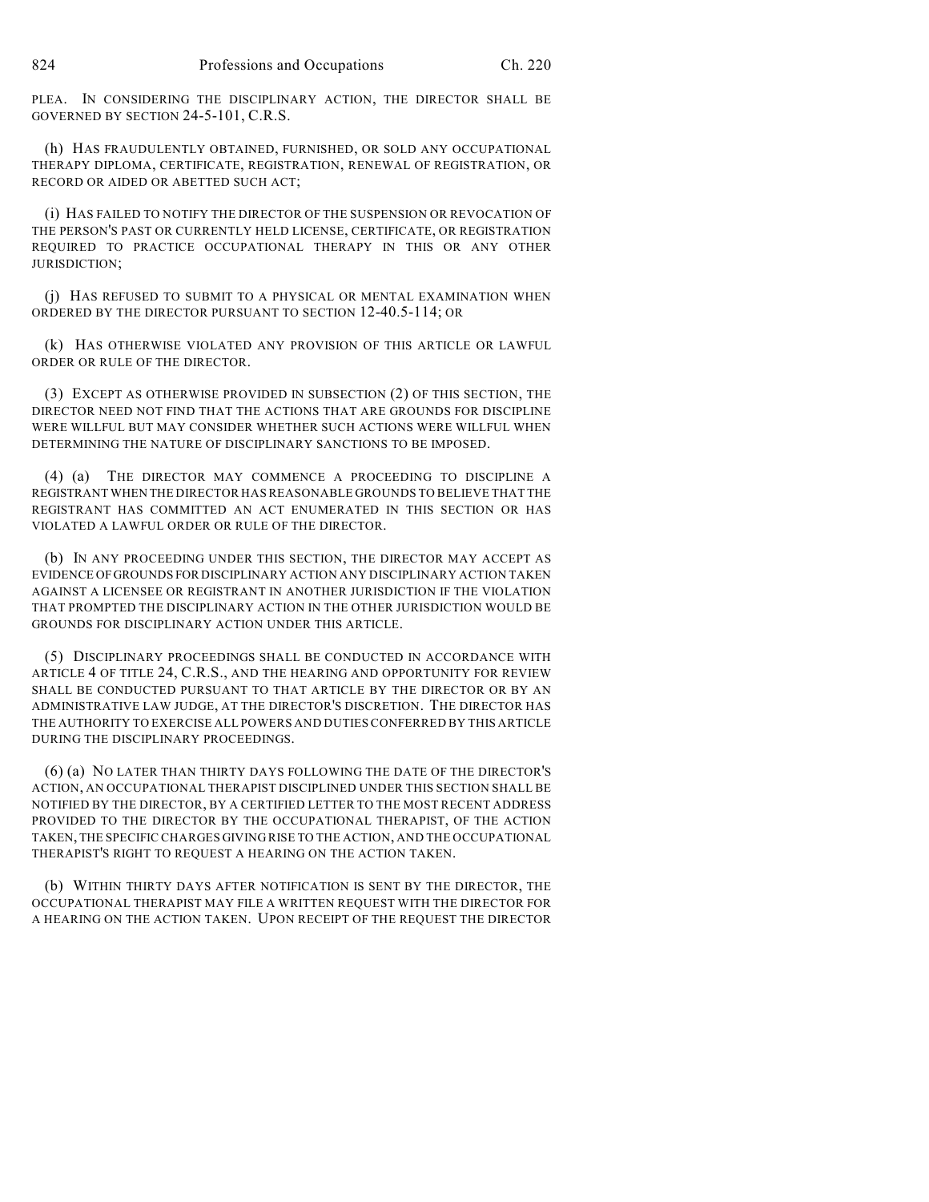PLEA. IN CONSIDERING THE DISCIPLINARY ACTION, THE DIRECTOR SHALL BE GOVERNED BY SECTION 24-5-101, C.R.S.

(h) HAS FRAUDULENTLY OBTAINED, FURNISHED, OR SOLD ANY OCCUPATIONAL THERAPY DIPLOMA, CERTIFICATE, REGISTRATION, RENEWAL OF REGISTRATION, OR RECORD OR AIDED OR ABETTED SUCH ACT;

(i) HAS FAILED TO NOTIFY THE DIRECTOR OF THE SUSPENSION OR REVOCATION OF THE PERSON'S PAST OR CURRENTLY HELD LICENSE, CERTIFICATE, OR REGISTRATION REQUIRED TO PRACTICE OCCUPATIONAL THERAPY IN THIS OR ANY OTHER JURISDICTION;

(j) HAS REFUSED TO SUBMIT TO A PHYSICAL OR MENTAL EXAMINATION WHEN ORDERED BY THE DIRECTOR PURSUANT TO SECTION 12-40.5-114; OR

(k) HAS OTHERWISE VIOLATED ANY PROVISION OF THIS ARTICLE OR LAWFUL ORDER OR RULE OF THE DIRECTOR.

(3) EXCEPT AS OTHERWISE PROVIDED IN SUBSECTION (2) OF THIS SECTION, THE DIRECTOR NEED NOT FIND THAT THE ACTIONS THAT ARE GROUNDS FOR DISCIPLINE WERE WILLFUL BUT MAY CONSIDER WHETHER SUCH ACTIONS WERE WILLFUL WHEN DETERMINING THE NATURE OF DISCIPLINARY SANCTIONS TO BE IMPOSED.

(4) (a) THE DIRECTOR MAY COMMENCE A PROCEEDING TO DISCIPLINE A REGISTRANT WHEN THE DIRECTOR HAS REASONABLE GROUNDS TO BELIEVE THAT THE REGISTRANT HAS COMMITTED AN ACT ENUMERATED IN THIS SECTION OR HAS VIOLATED A LAWFUL ORDER OR RULE OF THE DIRECTOR.

(b) IN ANY PROCEEDING UNDER THIS SECTION, THE DIRECTOR MAY ACCEPT AS EVIDENCE OF GROUNDS FOR DISCIPLINARY ACTION ANY DISCIPLINARY ACTION TAKEN AGAINST A LICENSEE OR REGISTRANT IN ANOTHER JURISDICTION IF THE VIOLATION THAT PROMPTED THE DISCIPLINARY ACTION IN THE OTHER JURISDICTION WOULD BE GROUNDS FOR DISCIPLINARY ACTION UNDER THIS ARTICLE.

(5) DISCIPLINARY PROCEEDINGS SHALL BE CONDUCTED IN ACCORDANCE WITH ARTICLE 4 OF TITLE 24, C.R.S., AND THE HEARING AND OPPORTUNITY FOR REVIEW SHALL BE CONDUCTED PURSUANT TO THAT ARTICLE BY THE DIRECTOR OR BY AN ADMINISTRATIVE LAW JUDGE, AT THE DIRECTOR'S DISCRETION. THE DIRECTOR HAS THE AUTHORITY TO EXERCISE ALL POWERS AND DUTIES CONFERRED BY THIS ARTICLE DURING THE DISCIPLINARY PROCEEDINGS.

(6) (a) NO LATER THAN THIRTY DAYS FOLLOWING THE DATE OF THE DIRECTOR'S ACTION, AN OCCUPATIONAL THERAPIST DISCIPLINED UNDER THIS SECTION SHALL BE NOTIFIED BY THE DIRECTOR, BY A CERTIFIED LETTER TO THE MOST RECENT ADDRESS PROVIDED TO THE DIRECTOR BY THE OCCUPATIONAL THERAPIST, OF THE ACTION TAKEN, THE SPECIFIC CHARGES GIVING RISE TO THE ACTION, AND THE OCCUPATIONAL THERAPIST'S RIGHT TO REQUEST A HEARING ON THE ACTION TAKEN.

(b) WITHIN THIRTY DAYS AFTER NOTIFICATION IS SENT BY THE DIRECTOR, THE OCCUPATIONAL THERAPIST MAY FILE A WRITTEN REQUEST WITH THE DIRECTOR FOR A HEARING ON THE ACTION TAKEN. UPON RECEIPT OF THE REQUEST THE DIRECTOR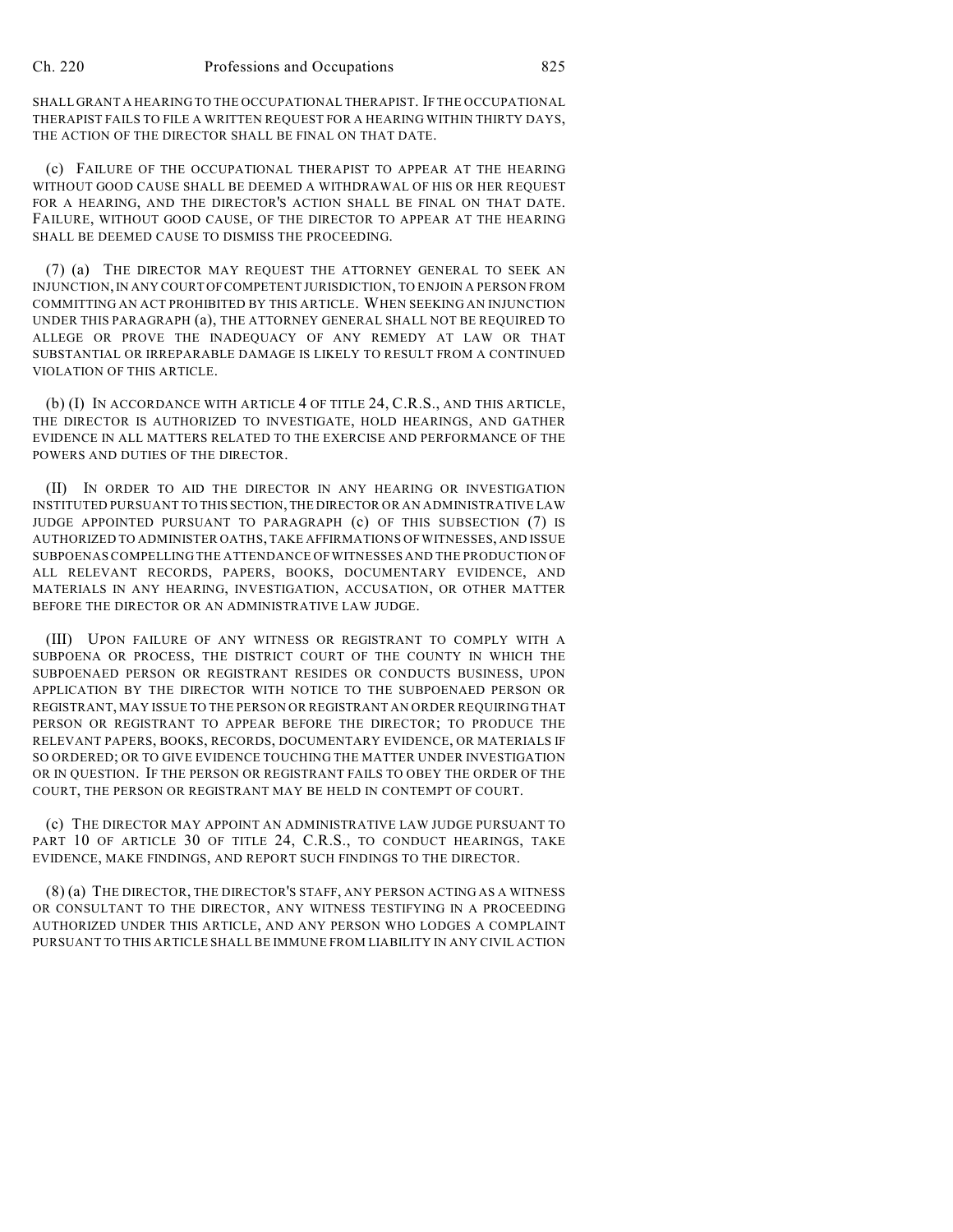SHALL GRANT A HEARING TO THE OCCUPATIONAL THERAPIST. IF THE OCCUPATIONAL THERAPIST FAILS TO FILE A WRITTEN REQUEST FOR A HEARING WITHIN THIRTY DAYS, THE ACTION OF THE DIRECTOR SHALL BE FINAL ON THAT DATE.

(c) FAILURE OF THE OCCUPATIONAL THERAPIST TO APPEAR AT THE HEARING WITHOUT GOOD CAUSE SHALL BE DEEMED A WITHDRAWAL OF HIS OR HER REQUEST FOR A HEARING, AND THE DIRECTOR'S ACTION SHALL BE FINAL ON THAT DATE. FAILURE, WITHOUT GOOD CAUSE, OF THE DIRECTOR TO APPEAR AT THE HEARING SHALL BE DEEMED CAUSE TO DISMISS THE PROCEEDING.

(7) (a) THE DIRECTOR MAY REQUEST THE ATTORNEY GENERAL TO SEEK AN INJUNCTION, IN ANY COURT OF COMPETENT JURISDICTION, TO ENJOIN A PERSON FROM COMMITTING AN ACT PROHIBITED BY THIS ARTICLE. WHEN SEEKING AN INJUNCTION UNDER THIS PARAGRAPH (a), THE ATTORNEY GENERAL SHALL NOT BE REQUIRED TO ALLEGE OR PROVE THE INADEQUACY OF ANY REMEDY AT LAW OR THAT SUBSTANTIAL OR IRREPARABLE DAMAGE IS LIKELY TO RESULT FROM A CONTINUED VIOLATION OF THIS ARTICLE.

(b) (I) IN ACCORDANCE WITH ARTICLE 4 OF TITLE 24, C.R.S., AND THIS ARTICLE, THE DIRECTOR IS AUTHORIZED TO INVESTIGATE, HOLD HEARINGS, AND GATHER EVIDENCE IN ALL MATTERS RELATED TO THE EXERCISE AND PERFORMANCE OF THE POWERS AND DUTIES OF THE DIRECTOR.

(II) IN ORDER TO AID THE DIRECTOR IN ANY HEARING OR INVESTIGATION INSTITUTED PURSUANT TO THIS SECTION, THE DIRECTOR OR AN ADMINISTRATIVE LAW JUDGE APPOINTED PURSUANT TO PARAGRAPH (c) OF THIS SUBSECTION (7) IS AUTHORIZED TO ADMINISTER OATHS, TAKE AFFIRMATIONS OF WITNESSES, AND ISSUE SUBPOENAS COMPELLING THE ATTENDANCE OF WITNESSES AND THE PRODUCTION OF ALL RELEVANT RECORDS, PAPERS, BOOKS, DOCUMENTARY EVIDENCE, AND MATERIALS IN ANY HEARING, INVESTIGATION, ACCUSATION, OR OTHER MATTER BEFORE THE DIRECTOR OR AN ADMINISTRATIVE LAW JUDGE.

(III) UPON FAILURE OF ANY WITNESS OR REGISTRANT TO COMPLY WITH A SUBPOENA OR PROCESS, THE DISTRICT COURT OF THE COUNTY IN WHICH THE SUBPOENAED PERSON OR REGISTRANT RESIDES OR CONDUCTS BUSINESS, UPON APPLICATION BY THE DIRECTOR WITH NOTICE TO THE SUBPOENAED PERSON OR REGISTRANT, MAY ISSUE TO THE PERSON OR REGISTRANT AN ORDER REQUIRING THAT PERSON OR REGISTRANT TO APPEAR BEFORE THE DIRECTOR; TO PRODUCE THE RELEVANT PAPERS, BOOKS, RECORDS, DOCUMENTARY EVIDENCE, OR MATERIALS IF SO ORDERED; OR TO GIVE EVIDENCE TOUCHING THE MATTER UNDER INVESTIGATION OR IN QUESTION. IF THE PERSON OR REGISTRANT FAILS TO OBEY THE ORDER OF THE COURT, THE PERSON OR REGISTRANT MAY BE HELD IN CONTEMPT OF COURT.

(c) THE DIRECTOR MAY APPOINT AN ADMINISTRATIVE LAW JUDGE PURSUANT TO PART 10 OF ARTICLE 30 OF TITLE 24, C.R.S., TO CONDUCT HEARINGS, TAKE EVIDENCE, MAKE FINDINGS, AND REPORT SUCH FINDINGS TO THE DIRECTOR.

(8) (a) THE DIRECTOR, THE DIRECTOR'S STAFF, ANY PERSON ACTING AS A WITNESS OR CONSULTANT TO THE DIRECTOR, ANY WITNESS TESTIFYING IN A PROCEEDING AUTHORIZED UNDER THIS ARTICLE, AND ANY PERSON WHO LODGES A COMPLAINT PURSUANT TO THIS ARTICLE SHALL BE IMMUNE FROM LIABILITY IN ANY CIVIL ACTION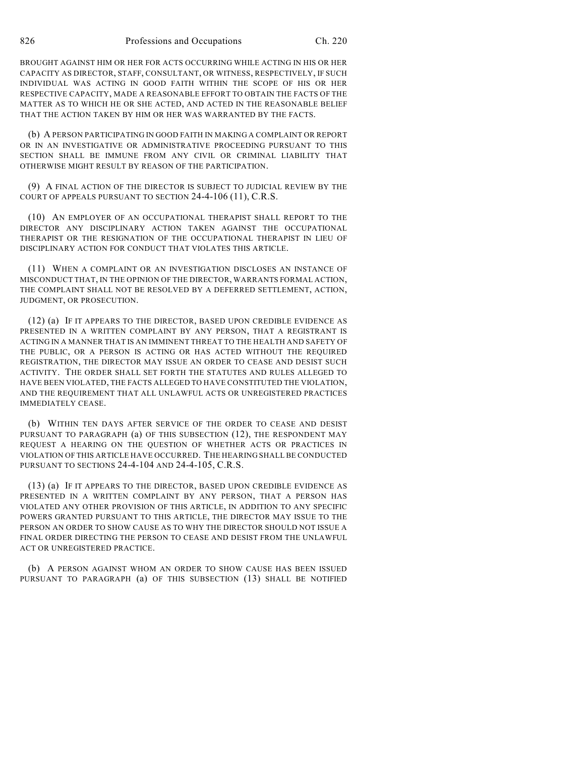BROUGHT AGAINST HIM OR HER FOR ACTS OCCURRING WHILE ACTING IN HIS OR HER CAPACITY AS DIRECTOR, STAFF, CONSULTANT, OR WITNESS, RESPECTIVELY, IF SUCH INDIVIDUAL WAS ACTING IN GOOD FAITH WITHIN THE SCOPE OF HIS OR HER RESPECTIVE CAPACITY, MADE A REASONABLE EFFORT TO OBTAIN THE FACTS OF THE MATTER AS TO WHICH HE OR SHE ACTED, AND ACTED IN THE REASONABLE BELIEF THAT THE ACTION TAKEN BY HIM OR HER WAS WARRANTED BY THE FACTS.

(b) A PERSON PARTICIPATING IN GOOD FAITH IN MAKING A COMPLAINT OR REPORT OR IN AN INVESTIGATIVE OR ADMINISTRATIVE PROCEEDING PURSUANT TO THIS SECTION SHALL BE IMMUNE FROM ANY CIVIL OR CRIMINAL LIABILITY THAT OTHERWISE MIGHT RESULT BY REASON OF THE PARTICIPATION.

(9) A FINAL ACTION OF THE DIRECTOR IS SUBJECT TO JUDICIAL REVIEW BY THE COURT OF APPEALS PURSUANT TO SECTION 24-4-106 (11), C.R.S.

(10) AN EMPLOYER OF AN OCCUPATIONAL THERAPIST SHALL REPORT TO THE DIRECTOR ANY DISCIPLINARY ACTION TAKEN AGAINST THE OCCUPATIONAL THERAPIST OR THE RESIGNATION OF THE OCCUPATIONAL THERAPIST IN LIEU OF DISCIPLINARY ACTION FOR CONDUCT THAT VIOLATES THIS ARTICLE.

(11) WHEN A COMPLAINT OR AN INVESTIGATION DISCLOSES AN INSTANCE OF MISCONDUCT THAT, IN THE OPINION OF THE DIRECTOR, WARRANTS FORMAL ACTION, THE COMPLAINT SHALL NOT BE RESOLVED BY A DEFERRED SETTLEMENT, ACTION, JUDGMENT, OR PROSECUTION.

(12) (a) IF IT APPEARS TO THE DIRECTOR, BASED UPON CREDIBLE EVIDENCE AS PRESENTED IN A WRITTEN COMPLAINT BY ANY PERSON, THAT A REGISTRANT IS ACTING IN A MANNER THAT IS AN IMMINENT THREAT TO THE HEALTH AND SAFETY OF THE PUBLIC, OR A PERSON IS ACTING OR HAS ACTED WITHOUT THE REQUIRED REGISTRATION, THE DIRECTOR MAY ISSUE AN ORDER TO CEASE AND DESIST SUCH ACTIVITY. THE ORDER SHALL SET FORTH THE STATUTES AND RULES ALLEGED TO HAVE BEEN VIOLATED, THE FACTS ALLEGED TO HAVE CONSTITUTED THE VIOLATION, AND THE REQUIREMENT THAT ALL UNLAWFUL ACTS OR UNREGISTERED PRACTICES IMMEDIATELY CEASE.

(b) WITHIN TEN DAYS AFTER SERVICE OF THE ORDER TO CEASE AND DESIST PURSUANT TO PARAGRAPH (a) OF THIS SUBSECTION (12), THE RESPONDENT MAY REQUEST A HEARING ON THE QUESTION OF WHETHER ACTS OR PRACTICES IN VIOLATION OF THIS ARTICLE HAVE OCCURRED. THE HEARING SHALL BE CONDUCTED PURSUANT TO SECTIONS 24-4-104 AND 24-4-105, C.R.S.

(13) (a) IF IT APPEARS TO THE DIRECTOR, BASED UPON CREDIBLE EVIDENCE AS PRESENTED IN A WRITTEN COMPLAINT BY ANY PERSON, THAT A PERSON HAS VIOLATED ANY OTHER PROVISION OF THIS ARTICLE, IN ADDITION TO ANY SPECIFIC POWERS GRANTED PURSUANT TO THIS ARTICLE, THE DIRECTOR MAY ISSUE TO THE PERSON AN ORDER TO SHOW CAUSE AS TO WHY THE DIRECTOR SHOULD NOT ISSUE A FINAL ORDER DIRECTING THE PERSON TO CEASE AND DESIST FROM THE UNLAWFUL ACT OR UNREGISTERED PRACTICE.

(b) A PERSON AGAINST WHOM AN ORDER TO SHOW CAUSE HAS BEEN ISSUED PURSUANT TO PARAGRAPH (a) OF THIS SUBSECTION (13) SHALL BE NOTIFIED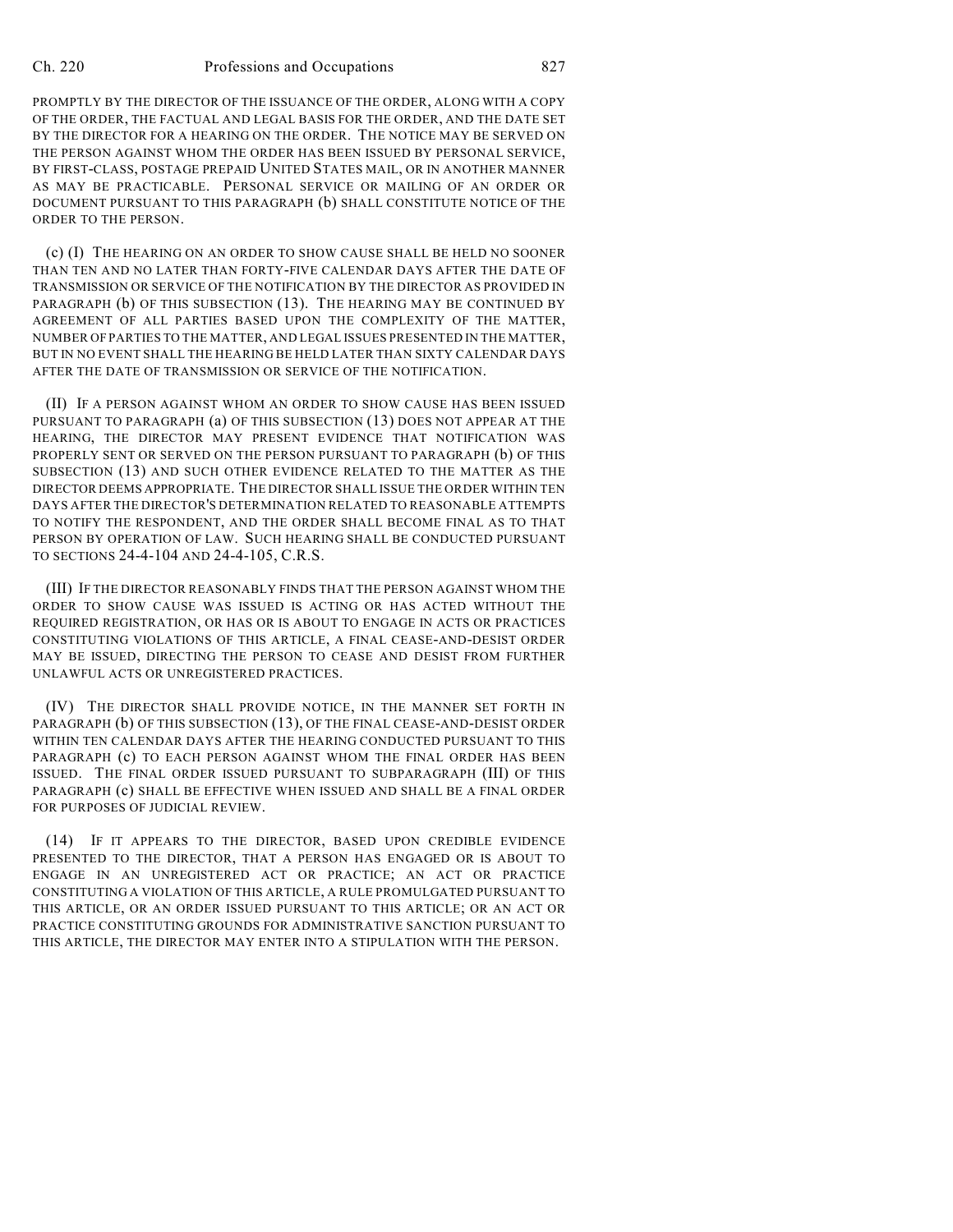PROMPTLY BY THE DIRECTOR OF THE ISSUANCE OF THE ORDER, ALONG WITH A COPY OF THE ORDER, THE FACTUAL AND LEGAL BASIS FOR THE ORDER, AND THE DATE SET BY THE DIRECTOR FOR A HEARING ON THE ORDER. THE NOTICE MAY BE SERVED ON THE PERSON AGAINST WHOM THE ORDER HAS BEEN ISSUED BY PERSONAL SERVICE, BY FIRST-CLASS, POSTAGE PREPAID UNITED STATES MAIL, OR IN ANOTHER MANNER AS MAY BE PRACTICABLE. PERSONAL SERVICE OR MAILING OF AN ORDER OR DOCUMENT PURSUANT TO THIS PARAGRAPH (b) SHALL CONSTITUTE NOTICE OF THE ORDER TO THE PERSON.

(c) (I) THE HEARING ON AN ORDER TO SHOW CAUSE SHALL BE HELD NO SOONER THAN TEN AND NO LATER THAN FORTY-FIVE CALENDAR DAYS AFTER THE DATE OF TRANSMISSION OR SERVICE OF THE NOTIFICATION BY THE DIRECTOR AS PROVIDED IN PARAGRAPH (b) OF THIS SUBSECTION (13). THE HEARING MAY BE CONTINUED BY AGREEMENT OF ALL PARTIES BASED UPON THE COMPLEXITY OF THE MATTER, NUMBER OF PARTIES TO THE MATTER, AND LEGAL ISSUES PRESENTED IN THE MATTER, BUT IN NO EVENT SHALL THE HEARING BE HELD LATER THAN SIXTY CALENDAR DAYS AFTER THE DATE OF TRANSMISSION OR SERVICE OF THE NOTIFICATION.

(II) IF A PERSON AGAINST WHOM AN ORDER TO SHOW CAUSE HAS BEEN ISSUED PURSUANT TO PARAGRAPH (a) OF THIS SUBSECTION (13) DOES NOT APPEAR AT THE HEARING, THE DIRECTOR MAY PRESENT EVIDENCE THAT NOTIFICATION WAS PROPERLY SENT OR SERVED ON THE PERSON PURSUANT TO PARAGRAPH (b) OF THIS SUBSECTION (13) AND SUCH OTHER EVIDENCE RELATED TO THE MATTER AS THE DIRECTOR DEEMS APPROPRIATE. THE DIRECTOR SHALL ISSUE THE ORDER WITHIN TEN DAYS AFTER THE DIRECTOR'S DETERMINATION RELATED TO REASONABLE ATTEMPTS TO NOTIFY THE RESPONDENT, AND THE ORDER SHALL BECOME FINAL AS TO THAT PERSON BY OPERATION OF LAW. SUCH HEARING SHALL BE CONDUCTED PURSUANT TO SECTIONS 24-4-104 AND 24-4-105, C.R.S.

(III) IF THE DIRECTOR REASONABLY FINDS THAT THE PERSON AGAINST WHOM THE ORDER TO SHOW CAUSE WAS ISSUED IS ACTING OR HAS ACTED WITHOUT THE REQUIRED REGISTRATION, OR HAS OR IS ABOUT TO ENGAGE IN ACTS OR PRACTICES CONSTITUTING VIOLATIONS OF THIS ARTICLE, A FINAL CEASE-AND-DESIST ORDER MAY BE ISSUED, DIRECTING THE PERSON TO CEASE AND DESIST FROM FURTHER UNLAWFUL ACTS OR UNREGISTERED PRACTICES.

(IV) THE DIRECTOR SHALL PROVIDE NOTICE, IN THE MANNER SET FORTH IN PARAGRAPH (b) OF THIS SUBSECTION (13), OF THE FINAL CEASE-AND-DESIST ORDER WITHIN TEN CALENDAR DAYS AFTER THE HEARING CONDUCTED PURSUANT TO THIS PARAGRAPH (c) TO EACH PERSON AGAINST WHOM THE FINAL ORDER HAS BEEN ISSUED. THE FINAL ORDER ISSUED PURSUANT TO SUBPARAGRAPH (III) OF THIS PARAGRAPH (c) SHALL BE EFFECTIVE WHEN ISSUED AND SHALL BE A FINAL ORDER FOR PURPOSES OF JUDICIAL REVIEW.

(14) IF IT APPEARS TO THE DIRECTOR, BASED UPON CREDIBLE EVIDENCE PRESENTED TO THE DIRECTOR, THAT A PERSON HAS ENGAGED OR IS ABOUT TO ENGAGE IN AN UNREGISTERED ACT OR PRACTICE; AN ACT OR PRACTICE CONSTITUTING A VIOLATION OF THIS ARTICLE, A RULE PROMULGATED PURSUANT TO THIS ARTICLE, OR AN ORDER ISSUED PURSUANT TO THIS ARTICLE; OR AN ACT OR PRACTICE CONSTITUTING GROUNDS FOR ADMINISTRATIVE SANCTION PURSUANT TO THIS ARTICLE, THE DIRECTOR MAY ENTER INTO A STIPULATION WITH THE PERSON.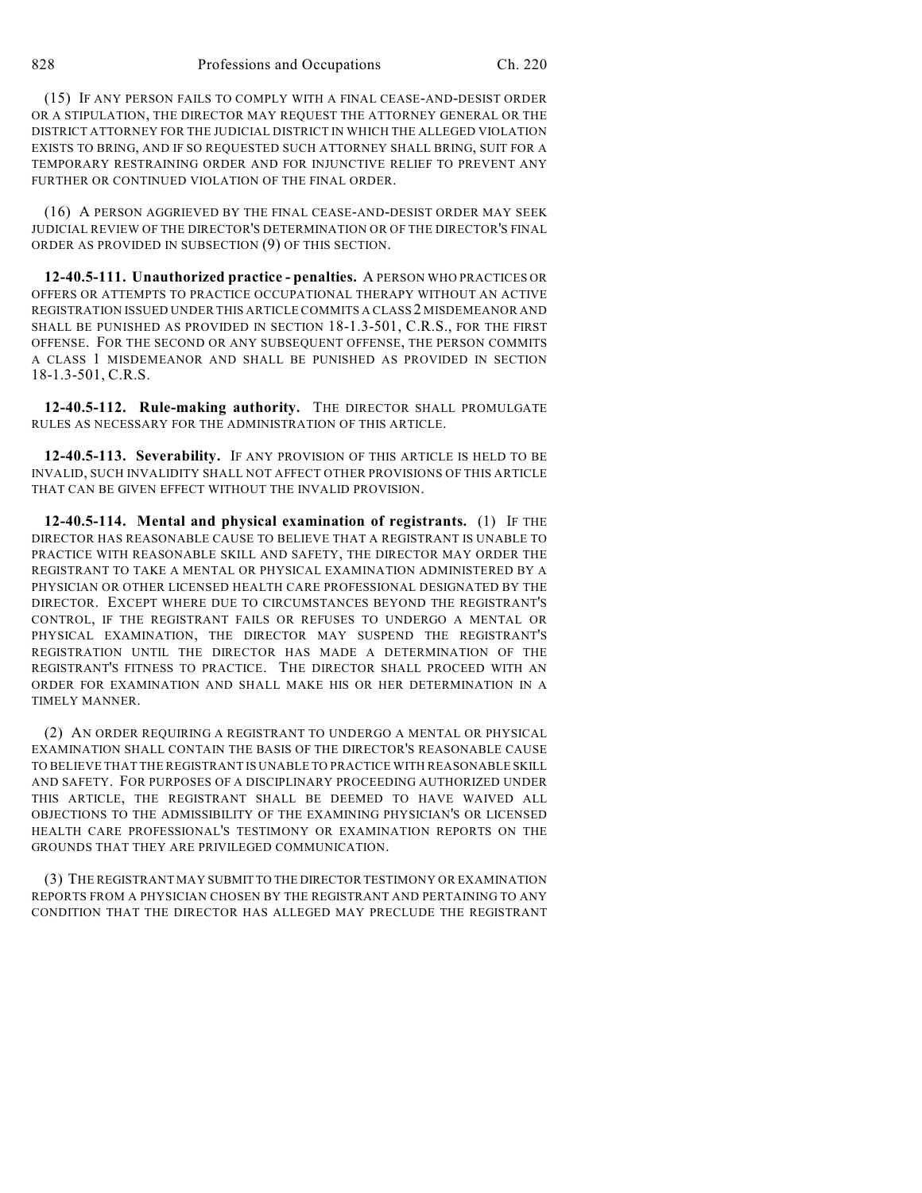(15) IF ANY PERSON FAILS TO COMPLY WITH A FINAL CEASE-AND-DESIST ORDER OR A STIPULATION, THE DIRECTOR MAY REQUEST THE ATTORNEY GENERAL OR THE DISTRICT ATTORNEY FOR THE JUDICIAL DISTRICT IN WHICH THE ALLEGED VIOLATION EXISTS TO BRING, AND IF SO REQUESTED SUCH ATTORNEY SHALL BRING, SUIT FOR A TEMPORARY RESTRAINING ORDER AND FOR INJUNCTIVE RELIEF TO PREVENT ANY FURTHER OR CONTINUED VIOLATION OF THE FINAL ORDER.

(16) A PERSON AGGRIEVED BY THE FINAL CEASE-AND-DESIST ORDER MAY SEEK JUDICIAL REVIEW OF THE DIRECTOR'S DETERMINATION OR OF THE DIRECTOR'S FINAL ORDER AS PROVIDED IN SUBSECTION (9) OF THIS SECTION.

**12-40.5-111. Unauthorized practice - penalties.** A PERSON WHO PRACTICES OR OFFERS OR ATTEMPTS TO PRACTICE OCCUPATIONAL THERAPY WITHOUT AN ACTIVE REGISTRATION ISSUED UNDER THIS ARTICLE COMMITS A CLASS 2 MISDEMEANOR AND SHALL BE PUNISHED AS PROVIDED IN SECTION 18-1.3-501, C.R.S., FOR THE FIRST OFFENSE. FOR THE SECOND OR ANY SUBSEQUENT OFFENSE, THE PERSON COMMITS A CLASS 1 MISDEMEANOR AND SHALL BE PUNISHED AS PROVIDED IN SECTION 18-1.3-501, C.R.S.

**12-40.5-112. Rule-making authority.** THE DIRECTOR SHALL PROMULGATE RULES AS NECESSARY FOR THE ADMINISTRATION OF THIS ARTICLE.

**12-40.5-113. Severability.** IF ANY PROVISION OF THIS ARTICLE IS HELD TO BE INVALID, SUCH INVALIDITY SHALL NOT AFFECT OTHER PROVISIONS OF THIS ARTICLE THAT CAN BE GIVEN EFFECT WITHOUT THE INVALID PROVISION.

**12-40.5-114. Mental and physical examination of registrants.** (1) IF THE DIRECTOR HAS REASONABLE CAUSE TO BELIEVE THAT A REGISTRANT IS UNABLE TO PRACTICE WITH REASONABLE SKILL AND SAFETY, THE DIRECTOR MAY ORDER THE REGISTRANT TO TAKE A MENTAL OR PHYSICAL EXAMINATION ADMINISTERED BY A PHYSICIAN OR OTHER LICENSED HEALTH CARE PROFESSIONAL DESIGNATED BY THE DIRECTOR. EXCEPT WHERE DUE TO CIRCUMSTANCES BEYOND THE REGISTRANT'S CONTROL, IF THE REGISTRANT FAILS OR REFUSES TO UNDERGO A MENTAL OR PHYSICAL EXAMINATION, THE DIRECTOR MAY SUSPEND THE REGISTRANT'S REGISTRATION UNTIL THE DIRECTOR HAS MADE A DETERMINATION OF THE REGISTRANT'S FITNESS TO PRACTICE. THE DIRECTOR SHALL PROCEED WITH AN ORDER FOR EXAMINATION AND SHALL MAKE HIS OR HER DETERMINATION IN A TIMELY MANNER.

(2) AN ORDER REQUIRING A REGISTRANT TO UNDERGO A MENTAL OR PHYSICAL EXAMINATION SHALL CONTAIN THE BASIS OF THE DIRECTOR'S REASONABLE CAUSE TO BELIEVE THAT THE REGISTRANT IS UNABLE TO PRACTICE WITH REASONABLE SKILL AND SAFETY. FOR PURPOSES OF A DISCIPLINARY PROCEEDING AUTHORIZED UNDER THIS ARTICLE, THE REGISTRANT SHALL BE DEEMED TO HAVE WAIVED ALL OBJECTIONS TO THE ADMISSIBILITY OF THE EXAMINING PHYSICIAN'S OR LICENSED HEALTH CARE PROFESSIONAL'S TESTIMONY OR EXAMINATION REPORTS ON THE GROUNDS THAT THEY ARE PRIVILEGED COMMUNICATION.

(3) THE REGISTRANT MAY SUBMIT TO THE DIRECTOR TESTIMONY OR EXAMINATION REPORTS FROM A PHYSICIAN CHOSEN BY THE REGISTRANT AND PERTAINING TO ANY CONDITION THAT THE DIRECTOR HAS ALLEGED MAY PRECLUDE THE REGISTRANT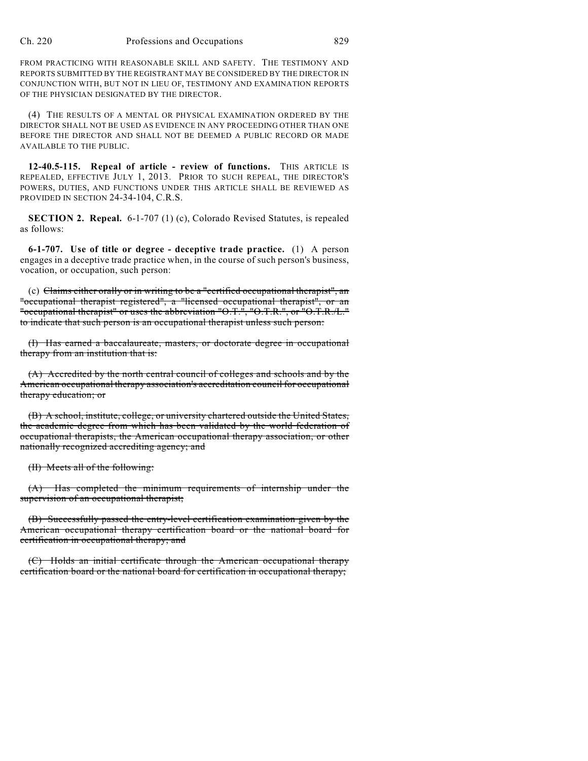FROM PRACTICING WITH REASONABLE SKILL AND SAFETY. THE TESTIMONY AND REPORTS SUBMITTED BY THE REGISTRANT MAY BE CONSIDERED BY THE DIRECTOR IN CONJUNCTION WITH, BUT NOT IN LIEU OF, TESTIMONY AND EXAMINATION REPORTS OF THE PHYSICIAN DESIGNATED BY THE DIRECTOR.

(4) THE RESULTS OF A MENTAL OR PHYSICAL EXAMINATION ORDERED BY THE DIRECTOR SHALL NOT BE USED AS EVIDENCE IN ANY PROCEEDING OTHER THAN ONE BEFORE THE DIRECTOR AND SHALL NOT BE DEEMED A PUBLIC RECORD OR MADE AVAILABLE TO THE PUBLIC.

**12-40.5-115. Repeal of article - review of functions.** THIS ARTICLE IS REPEALED, EFFECTIVE JULY 1, 2013. PRIOR TO SUCH REPEAL, THE DIRECTOR'S POWERS, DUTIES, AND FUNCTIONS UNDER THIS ARTICLE SHALL BE REVIEWED AS PROVIDED IN SECTION 24-34-104, C.R.S.

**SECTION 2. Repeal.** 6-1-707 (1) (c), Colorado Revised Statutes, is repealed as follows:

**6-1-707. Use of title or degree - deceptive trade practice.** (1) A person engages in a deceptive trade practice when, in the course of such person's business, vocation, or occupation, such person:

(c) ~~Claims either orally or in writing to be a "certified occupational therapist", an "occupational therapist registered", a "licensed occupational therapist", or an "occupational therapist" or uses the abbreviation "O.T.", "O.T.R.", or "O.T.R./L." to indicate that such person is an occupational therapist unless such person:~~

~~(I) Has earned a baccalaureate, masters, or doctorate degree in occupational therapy from an institution that is:~~

~~(A) Accredited by the north central council of colleges and schools and by the American occupational therapy association's accreditation council for occupational therapy education; or~~

~~(B) A school, institute, college, or university chartered outside the United States, the academic degree from which has been validated by the world federation of occupational therapists, the American occupational therapy association, or other nationally recognized accrediting agency; and~~

~~(II) Meets all of the following:~~

~~(A) Has completed the minimum requirements of internship under the supervision of an occupational therapist;~~

~~(B) Successfully passed the entry-level certification examination given by the American occupational therapy certification board or the national board for certification in occupational therapy; and~~

~~(C) Holds an initial certificate through the American occupational therapy certification board or the national board for certification in occupational therapy;~~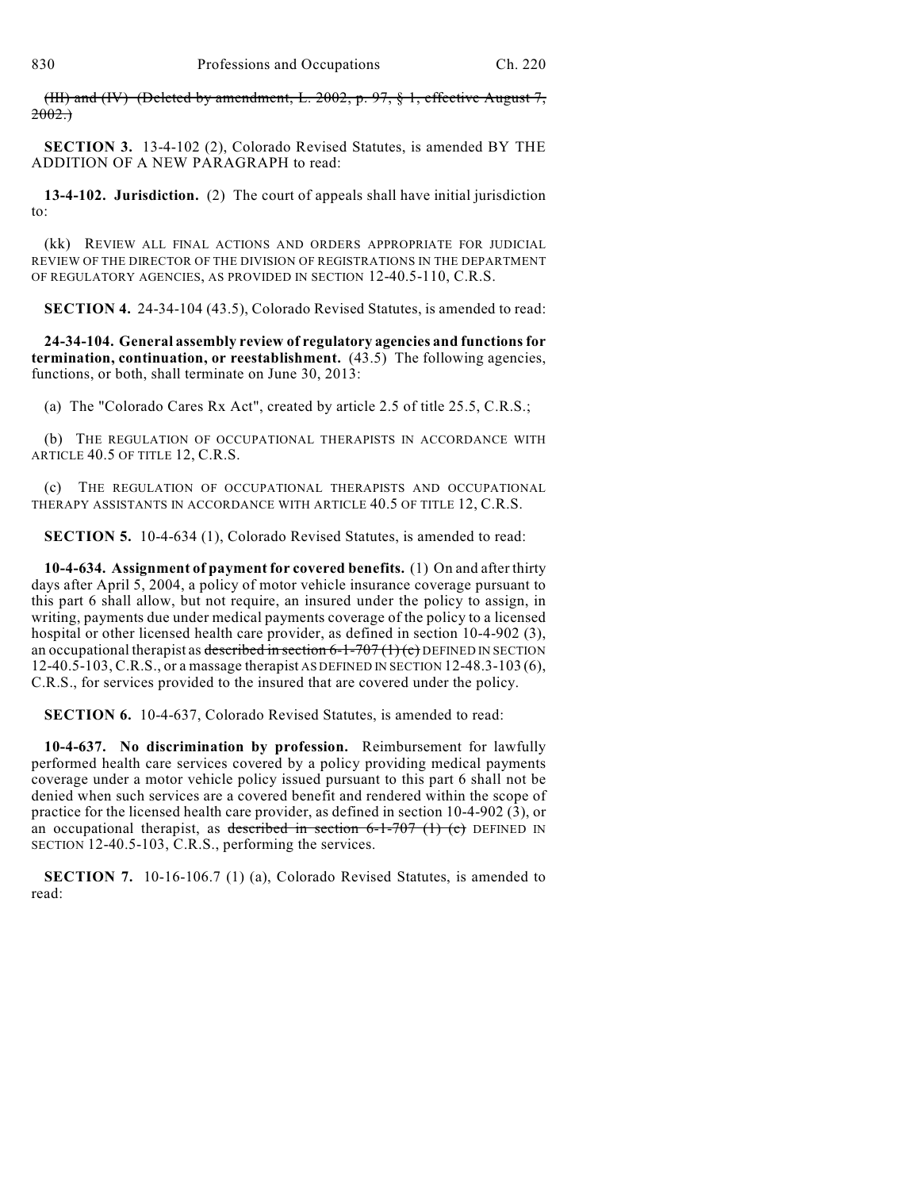~~(III) and (IV) (Deleted by amendment, L. 2002, p. 97, § 1, effective August 7, 2002.)~~

**SECTION 3.** 13-4-102 (2), Colorado Revised Statutes, is amended BY THE ADDITION OF A NEW PARAGRAPH to read:

**13-4-102. Jurisdiction.** (2) The court of appeals shall have initial jurisdiction to:

(kk) REVIEW ALL FINAL ACTIONS AND ORDERS APPROPRIATE FOR JUDICIAL REVIEW OF THE DIRECTOR OF THE DIVISION OF REGISTRATIONS IN THE DEPARTMENT OF REGULATORY AGENCIES, AS PROVIDED IN SECTION 12-40.5-110, C.R.S.

**SECTION 4.** 24-34-104 (43.5), Colorado Revised Statutes, is amended to read:

**24-34-104. General assembly review of regulatory agencies and functions for termination, continuation, or reestablishment.** (43.5) The following agencies, functions, or both, shall terminate on June 30, 2013:

(a) The "Colorado Cares Rx Act", created by article 2.5 of title 25.5, C.R.S.;

(b) THE REGULATION OF OCCUPATIONAL THERAPISTS IN ACCORDANCE WITH ARTICLE 40.5 OF TITLE 12, C.R.S.

(c) THE REGULATION OF OCCUPATIONAL THERAPISTS AND OCCUPATIONAL THERAPY ASSISTANTS IN ACCORDANCE WITH ARTICLE 40.5 OF TITLE 12, C.R.S.

**SECTION 5.** 10-4-634 (1), Colorado Revised Statutes, is amended to read:

**10-4-634. Assignment of payment for covered benefits.** (1) On and after thirty days after April 5, 2004, a policy of motor vehicle insurance coverage pursuant to this part 6 shall allow, but not require, an insured under the policy to assign, in writing, payments due under medical payments coverage of the policy to a licensed hospital or other licensed health care provider, as defined in section 10-4-902 (3), an occupational therapist as ~~described in section 6-1-707 (1) (c)~~ DEFINED IN SECTION 12-40.5-103, C.R.S., or a massage therapist AS DEFINED IN SECTION 12-48.3-103 (6), C.R.S., for services provided to the insured that are covered under the policy.

**SECTION 6.** 10-4-637, Colorado Revised Statutes, is amended to read:

**10-4-637. No discrimination by profession.** Reimbursement for lawfully performed health care services covered by a policy providing medical payments coverage under a motor vehicle policy issued pursuant to this part 6 shall not be denied when such services are a covered benefit and rendered within the scope of practice for the licensed health care provider, as defined in section 10-4-902 (3), or an occupational therapist, as ~~described in section 6-1-707 (1) (c)~~ DEFINED IN SECTION 12-40.5-103, C.R.S., performing the services.

**SECTION 7.** 10-16-106.7 (1) (a), Colorado Revised Statutes, is amended to read: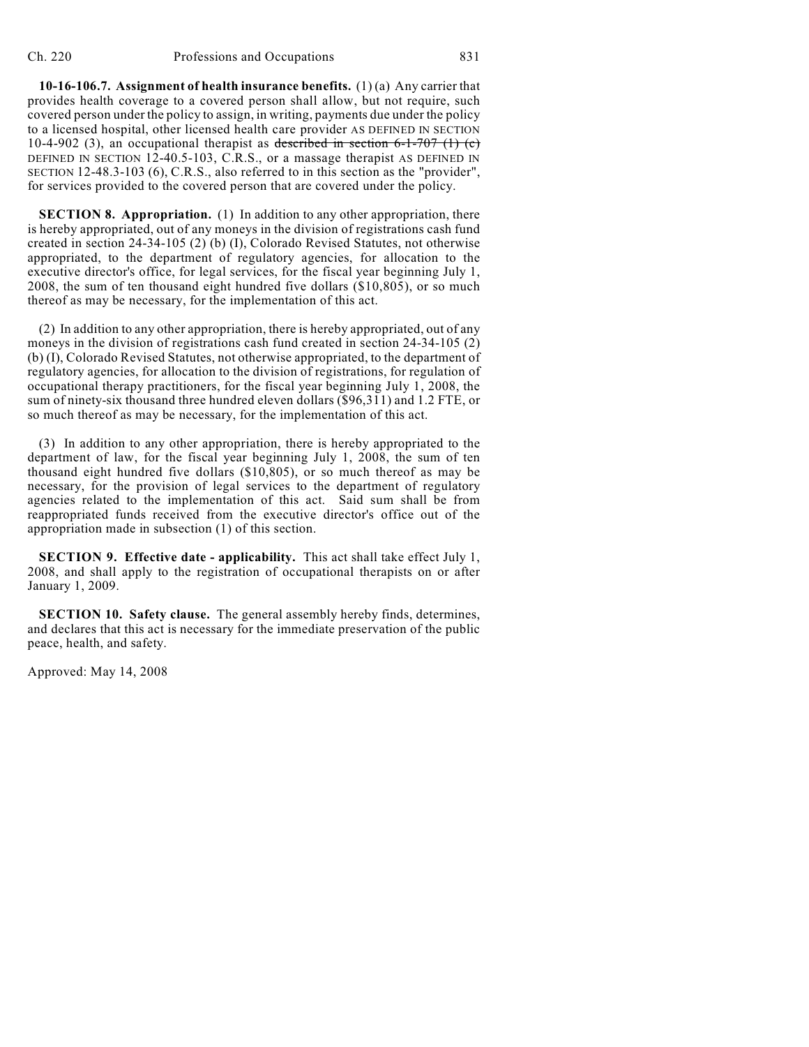**10-16-106.7. Assignment of health insurance benefits.** (1) (a) Any carrier that provides health coverage to a covered person shall allow, but not require, such covered person under the policy to assign, in writing, payments due under the policy to a licensed hospital, other licensed health care provider AS DEFINED IN SECTION 10-4-902 (3), an occupational therapist as ~~described in section 6-1-707 (1) (c)~~ DEFINED IN SECTION 12-40.5-103, C.R.S., or a massage therapist AS DEFINED IN SECTION 12-48.3-103 (6), C.R.S., also referred to in this section as the "provider", for services provided to the covered person that are covered under the policy.

**SECTION 8. Appropriation.** (1) In addition to any other appropriation, there is hereby appropriated, out of any moneys in the division of registrations cash fund created in section 24-34-105 (2) (b) (I), Colorado Revised Statutes, not otherwise appropriated, to the department of regulatory agencies, for allocation to the executive director's office, for legal services, for the fiscal year beginning July 1, 2008, the sum of ten thousand eight hundred five dollars ($10,805), or so much thereof as may be necessary, for the implementation of this act.

(2) In addition to any other appropriation, there is hereby appropriated, out of any moneys in the division of registrations cash fund created in section 24-34-105 (2) (b) (I), Colorado Revised Statutes, not otherwise appropriated, to the department of regulatory agencies, for allocation to the division of registrations, for regulation of occupational therapy practitioners, for the fiscal year beginning July 1, 2008, the sum of ninety-six thousand three hundred eleven dollars ($96,311) and 1.2 FTE, or so much thereof as may be necessary, for the implementation of this act.

(3) In addition to any other appropriation, there is hereby appropriated to the department of law, for the fiscal year beginning July 1, 2008, the sum of ten thousand eight hundred five dollars ($10,805), or so much thereof as may be necessary, for the provision of legal services to the department of regulatory agencies related to the implementation of this act. Said sum shall be from reappropriated funds received from the executive director's office out of the appropriation made in subsection (1) of this section.

**SECTION 9. Effective date - applicability.** This act shall take effect July 1, 2008, and shall apply to the registration of occupational therapists on or after January 1, 2009.

**SECTION 10. Safety clause.** The general assembly hereby finds, determines, and declares that this act is necessary for the immediate preservation of the public peace, health, and safety.

Approved: May 14, 2008